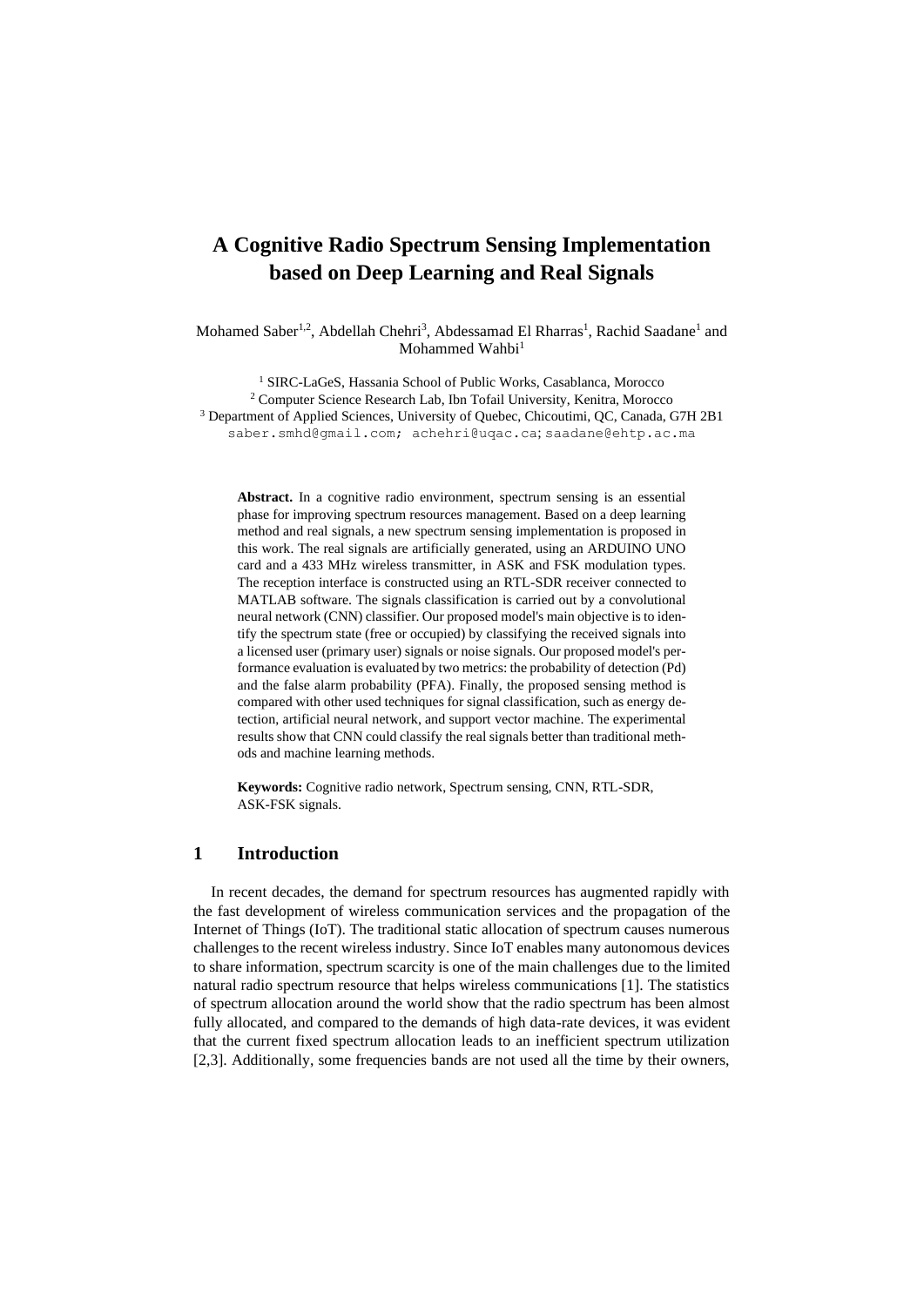# A Cognitive Radio Spectrum Sensing Implementation based on Deep Learning and Real Signals

Mohamed Saber[1,2], Abdellah Chehri[3], Abdessamad El Rharras[1], Rachid Saadane[1] and Mohammed Wahbi[1]

[1] SIRC-LaGeS, Hassania School of Public Works, Casablanca, Morocco
[2] Computer Science Research Lab, Ibn Tofail University, Kenitra, Morocco
[3] Department of Applied Sciences, University of Quebec, Chicoutimi, QC, Canada, G7H 2B1
saber.smhd@gmail.com; achehri@uqac.ca; saadane@ehtp.ac.ma

**Abstract.** In a cognitive radio environment, spectrum sensing is an essential phase for improving spectrum resources management. Based on a deep learning method and real signals, a new spectrum sensing implementation is proposed in this work. The real signals are artificially generated, using an ARDUINO UNO card and a 433 MHz wireless transmitter, in ASK and FSK modulation types. The reception interface is constructed using an RTL-SDR receiver connected to MATLAB software. The signals classification is carried out by a convolutional neural network (CNN) classifier. Our proposed model's main objective is to identify the spectrum state (free or occupied) by classifying the received signals into a licensed user (primary user) signals or noise signals. Our proposed model's performance evaluation is evaluated by two metrics: the probability of detection (Pd) and the false alarm probability (PFA). Finally, the proposed sensing method is compared with other used techniques for signal classification, such as energy detection, artificial neural network, and support vector machine. The experimental results show that CNN could classify the real signals better than traditional methods and machine learning methods.

**Keywords:** Cognitive radio network, Spectrum sensing, CNN, RTL-SDR, ASK-FSK signals.

## 1 Introduction

In recent decades, the demand for spectrum resources has augmented rapidly with the fast development of wireless communication services and the propagation of the Internet of Things (IoT). The traditional static allocation of spectrum causes numerous challenges to the recent wireless industry. Since IoT enables many autonomous devices to share information, spectrum scarcity is one of the main challenges due to the limited natural radio spectrum resource that helps wireless communications [1]. The statistics of spectrum allocation around the world show that the radio spectrum has been almost fully allocated, and compared to the demands of high data-rate devices, it was evident that the current fixed spectrum allocation leads to an inefficient spectrum utilization [2,3]. Additionally, some frequencies bands are not used all the time by their owners,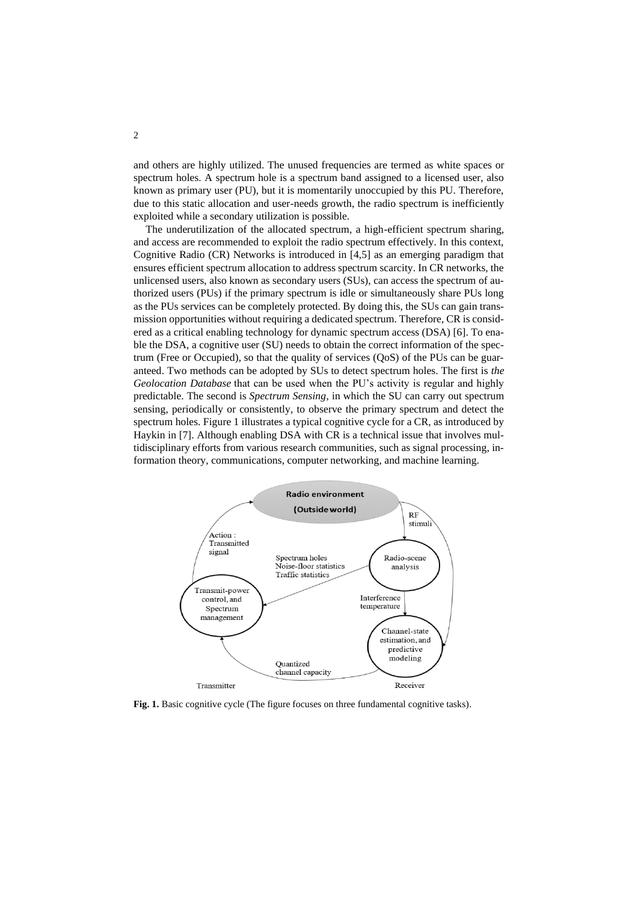and others are highly utilized. The unused frequencies are termed as white spaces or spectrum holes. A spectrum hole is a spectrum band assigned to a licensed user, also known as primary user (PU), but it is momentarily unoccupied by this PU. Therefore, due to this static allocation and user-needs growth, the radio spectrum is inefficiently exploited while a secondary utilization is possible.

The underutilization of the allocated spectrum, a high-efficient spectrum sharing, and access are recommended to exploit the radio spectrum effectively. In this context, Cognitive Radio (CR) Networks is introduced in [4,5] as an emerging paradigm that ensures efficient spectrum allocation to address spectrum scarcity. In CR networks, the unlicensed users, also known as secondary users (SUs), can access the spectrum of authorized users (PUs) if the primary spectrum is idle or simultaneously share PUs long as the PUs services can be completely protected. By doing this, the SUs can gain transmission opportunities without requiring a dedicated spectrum. Therefore, CR is considered as a critical enabling technology for dynamic spectrum access (DSA) [6]. To enable the DSA, a cognitive user (SU) needs to obtain the correct information of the spectrum (Free or Occupied), so that the quality of services (QoS) of the PUs can be guaranteed. Two methods can be adopted by SUs to detect spectrum holes. The first is *the Geolocation Database* that can be used when the PU's activity is regular and highly predictable. The second is *Spectrum Sensing*, in which the SU can carry out spectrum sensing, periodically or consistently, to observe the primary spectrum and detect the spectrum holes. Figure 1 illustrates a typical cognitive cycle for a CR, as introduced by Haykin in [7]. Although enabling DSA with CR is a technical issue that involves multidisciplinary efforts from various research communities, such as signal processing, information theory, communications, computer networking, and machine learning.

**Fig. 1.** Basic cognitive cycle (The figure focuses on three fundamental cognitive tasks).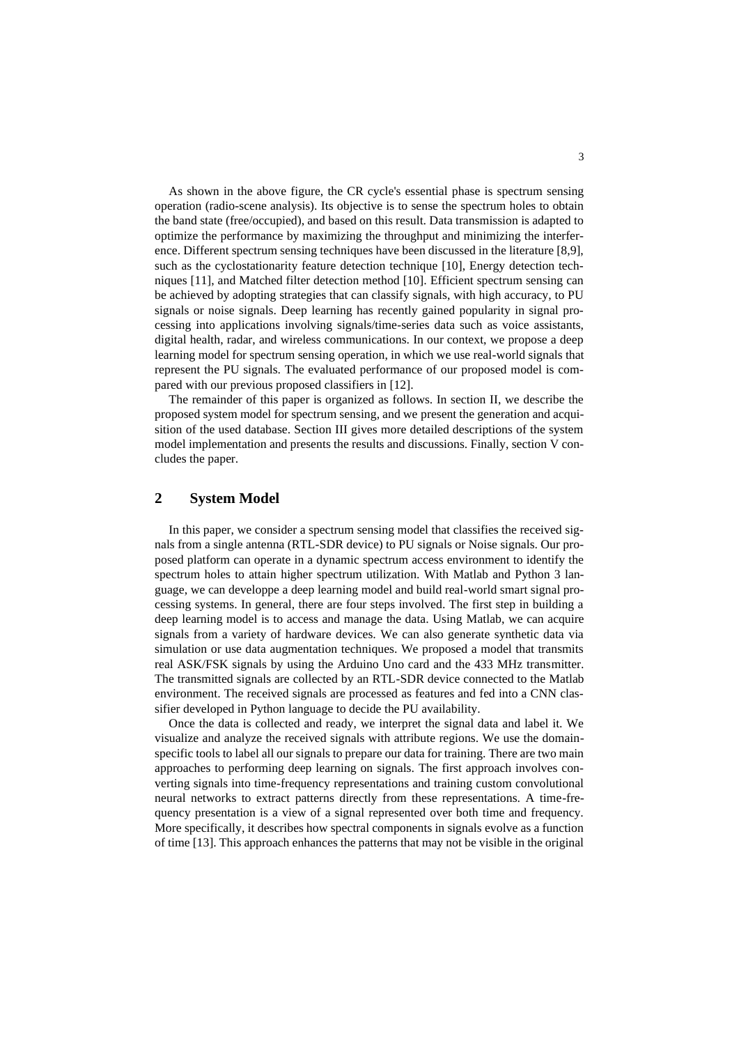As shown in the above figure, the CR cycle's essential phase is spectrum sensing operation (radio-scene analysis). Its objective is to sense the spectrum holes to obtain the band state (free/occupied), and based on this result. Data transmission is adapted to optimize the performance by maximizing the throughput and minimizing the interference. Different spectrum sensing techniques have been discussed in the literature [8,9], such as the cyclostationarity feature detection technique [10], Energy detection techniques [11], and Matched filter detection method [10]. Efficient spectrum sensing can be achieved by adopting strategies that can classify signals, with high accuracy, to PU signals or noise signals. Deep learning has recently gained popularity in signal processing into applications involving signals/time-series data such as voice assistants, digital health, radar, and wireless communications. In our context, we propose a deep learning model for spectrum sensing operation, in which we use real-world signals that represent the PU signals. The evaluated performance of our proposed model is compared with our previous proposed classifiers in [12].

The remainder of this paper is organized as follows. In section II, we describe the proposed system model for spectrum sensing, and we present the generation and acquisition of the used database. Section III gives more detailed descriptions of the system model implementation and presents the results and discussions. Finally, section V concludes the paper.

## 2 System Model

In this paper, we consider a spectrum sensing model that classifies the received signals from a single antenna (RTL-SDR device) to PU signals or Noise signals. Our proposed platform can operate in a dynamic spectrum access environment to identify the spectrum holes to attain higher spectrum utilization. With Matlab and Python 3 language, we can developpe a deep learning model and build real-world smart signal processing systems. In general, there are four steps involved. The first step in building a deep learning model is to access and manage the data. Using Matlab, we can acquire signals from a variety of hardware devices. We can also generate synthetic data via simulation or use data augmentation techniques. We proposed a model that transmits real ASK/FSK signals by using the Arduino Uno card and the 433 MHz transmitter. The transmitted signals are collected by an RTL-SDR device connected to the Matlab environment. The received signals are processed as features and fed into a CNN classifier developed in Python language to decide the PU availability.

Once the data is collected and ready, we interpret the signal data and label it. We visualize and analyze the received signals with attribute regions. We use the domain-specific tools to label all our signals to prepare our data for training. There are two main approaches to performing deep learning on signals. The first approach involves converting signals into time-frequency representations and training custom convolutional neural networks to extract patterns directly from these representations. A time-frequency presentation is a view of a signal represented over both time and frequency. More specifically, it describes how spectral components in signals evolve as a function of time [13]. This approach enhances the patterns that may not be visible in the original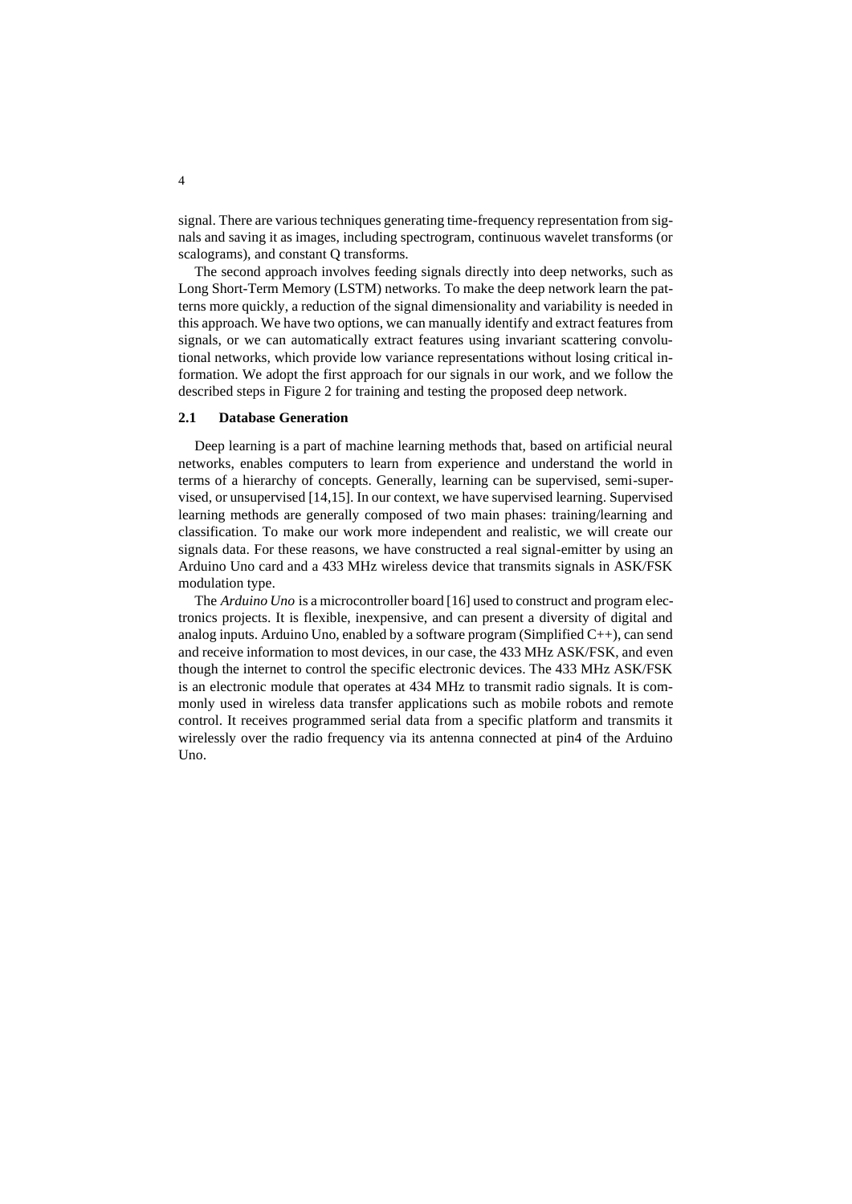signal. There are various techniques generating time-frequency representation from signals and saving it as images, including spectrogram, continuous wavelet transforms (or scalograms), and constant Q transforms.

The second approach involves feeding signals directly into deep networks, such as Long Short-Term Memory (LSTM) networks. To make the deep network learn the patterns more quickly, a reduction of the signal dimensionality and variability is needed in this approach. We have two options, we can manually identify and extract features from signals, or we can automatically extract features using invariant scattering convolutional networks, which provide low variance representations without losing critical information. We adopt the first approach for our signals in our work, and we follow the described steps in Figure 2 for training and testing the proposed deep network.

### 2.1 Database Generation

Deep learning is a part of machine learning methods that, based on artificial neural networks, enables computers to learn from experience and understand the world in terms of a hierarchy of concepts. Generally, learning can be supervised, semi-supervised, or unsupervised [14,15]. In our context, we have supervised learning. Supervised learning methods are generally composed of two main phases: training/learning and classification. To make our work more independent and realistic, we will create our signals data. For these reasons, we have constructed a real signal-emitter by using an Arduino Uno card and a 433 MHz wireless device that transmits signals in ASK/FSK modulation type.

The *Arduino Uno* is a microcontroller board [16] used to construct and program electronics projects. It is flexible, inexpensive, and can present a diversity of digital and analog inputs. Arduino Uno, enabled by a software program (Simplified C++), can send and receive information to most devices, in our case, the 433 MHz ASK/FSK, and even though the internet to control the specific electronic devices. The 433 MHz ASK/FSK is an electronic module that operates at 434 MHz to transmit radio signals. It is commonly used in wireless data transfer applications such as mobile robots and remote control. It receives programmed serial data from a specific platform and transmits it wirelessly over the radio frequency via its antenna connected at pin4 of the Arduino Uno.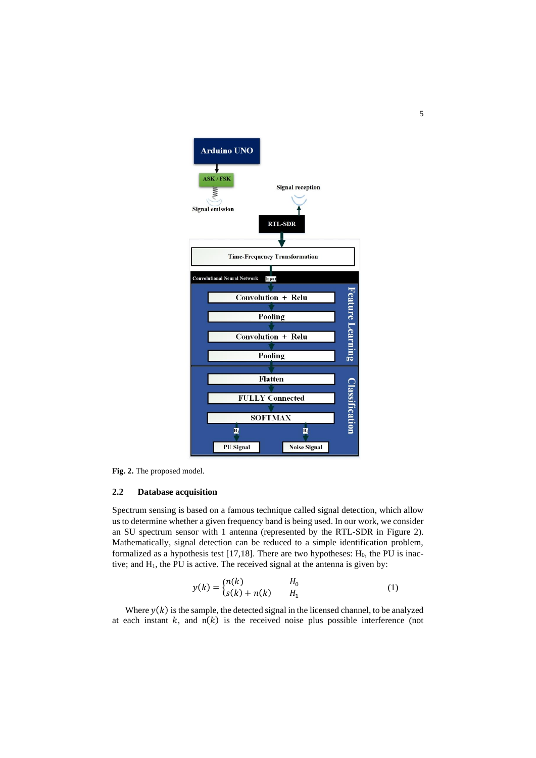**Fig. 2.** The proposed model.

### 2.2 Database acquisition

Spectrum sensing is based on a famous technique called signal detection, which allow us to determine whether a given frequency band is being used. In our work, we consider an SU spectrum sensor with 1 antenna (represented by the RTL-SDR in Figure 2). Mathematically, signal detection can be reduced to a simple identification problem, formalized as a hypothesis test [17,18]. There are two hypotheses: $H_0$, the PU is inactive; and $H_1$, the PU is active. The received signal at the antenna is given by:

$$y(k) = \begin{cases} n(k) & H_0 \\ s(k) + n(k) & H_1 \end{cases} \tag{1}$$

Where $y(k)$ is the sample, the detected signal in the licensed channel, to be analyzed at each instant $k$, and $n(k)$ is the received noise plus possible interference (not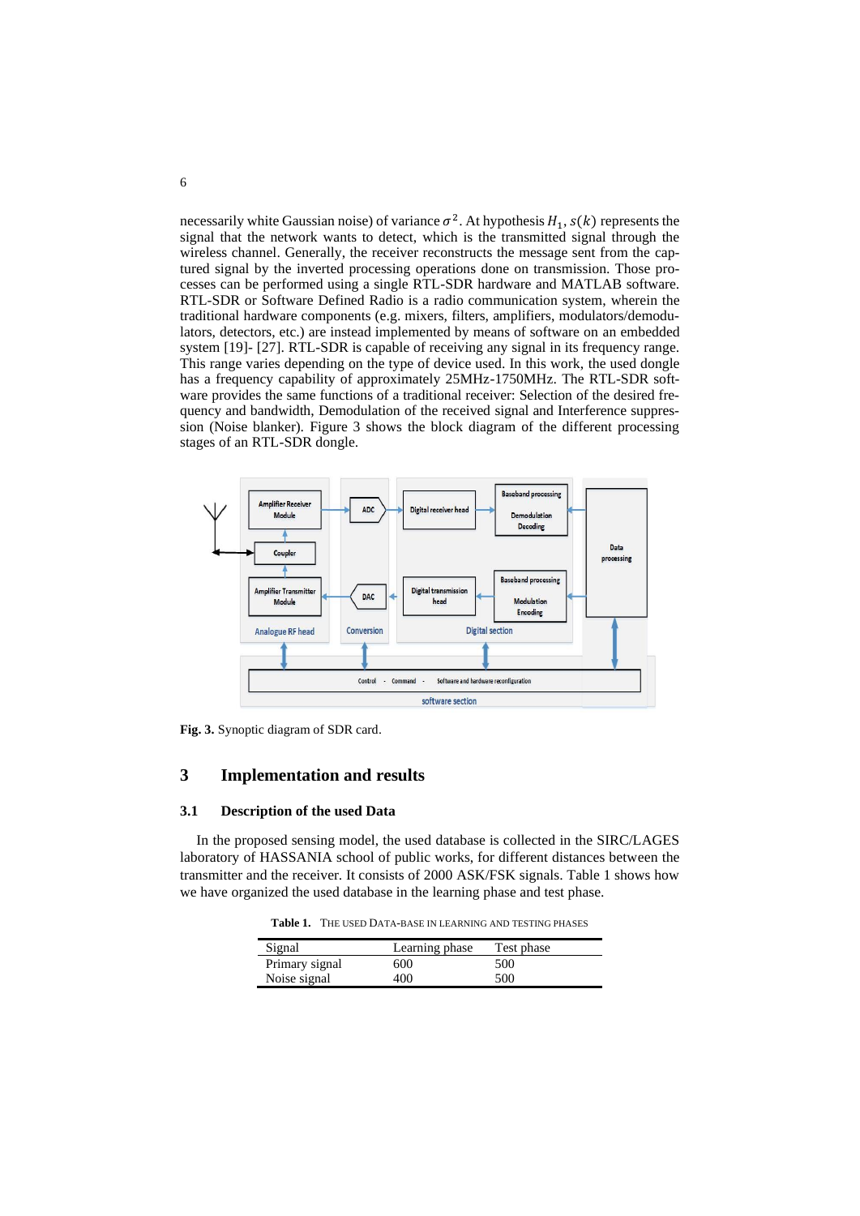necessarily white Gaussian noise) of variance $\sigma^2$. At hypothesis $H_1$, $s(k)$ represents the signal that the network wants to detect, which is the transmitted signal through the wireless channel. Generally, the receiver reconstructs the message sent from the captured signal by the inverted processing operations done on transmission. Those processes can be performed using a single RTL-SDR hardware and MATLAB software. RTL-SDR or Software Defined Radio is a radio communication system, wherein the traditional hardware components (e.g. mixers, filters, amplifiers, modulators/demodulators, detectors, etc.) are instead implemented by means of software on an embedded system [19]- [27]. RTL-SDR is capable of receiving any signal in its frequency range. This range varies depending on the type of device used. In this work, the used dongle has a frequency capability of approximately 25MHz-1750MHz. The RTL-SDR software provides the same functions of a traditional receiver: Selection of the desired frequency and bandwidth, Demodulation of the received signal and Interference suppression (Noise blanker). Figure 3 shows the block diagram of the different processing stages of an RTL-SDR dongle.

**Fig. 3.** Synoptic diagram of SDR card.

## 3 Implementation and results

### 3.1 Description of the used Data

In the proposed sensing model, the used database is collected in the SIRC/LAGES laboratory of HASSANIA school of public works, for different distances between the transmitter and the receiver. It consists of 2000 ASK/FSK signals. Table 1 shows how we have organized the used database in the learning phase and test phase.

**Table 1.** The used data-base in learning and testing phases

| Signal | Learning phase | Test phase |
|---|---|---|
| Primary signal | 600 | 500 |
| Noise signal | 400 | 500 |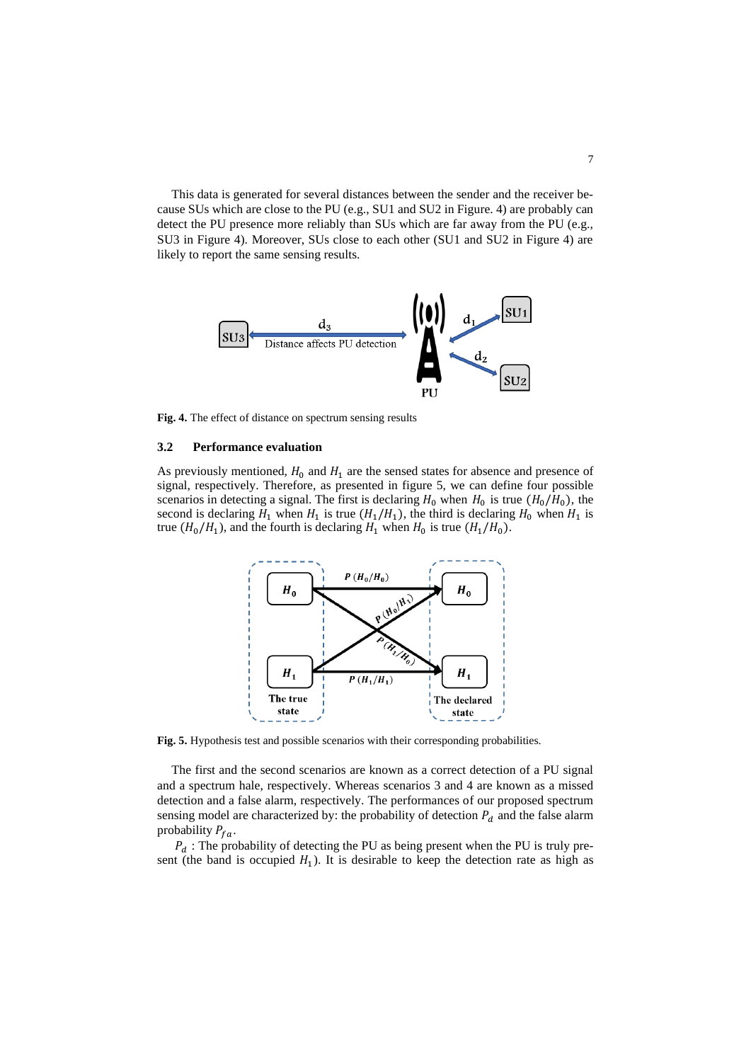This data is generated for several distances between the sender and the receiver because SUs which are close to the PU (e.g., SU1 and SU2 in Figure. 4) are probably can detect the PU presence more reliably than SUs which are far away from the PU (e.g., SU3 in Figure 4). Moreover, SUs close to each other (SU1 and SU2 in Figure 4) are likely to report the same sensing results.

**Fig. 4.** The effect of distance on spectrum sensing results

### 3.2 Performance evaluation

As previously mentioned, $H_0$ and $H_1$ are the sensed states for absence and presence of signal, respectively. Therefore, as presented in figure 5, we can define four possible scenarios in detecting a signal. The first is declaring $H_0$ when $H_0$ is true $(H_0/H_0)$, the second is declaring $H_1$ when $H_1$ is true $(H_1/H_1)$, the third is declaring $H_0$ when $H_1$ is true $(H_0/H_1)$, and the fourth is declaring $H_1$ when $H_0$ is true $(H_1/H_0)$.

**Fig. 5.** Hypothesis test and possible scenarios with their corresponding probabilities.

The first and the second scenarios are known as a correct detection of a PU signal and a spectrum hale, respectively. Whereas scenarios 3 and 4 are known as a missed detection and a false alarm, respectively. The performances of our proposed spectrum sensing model are characterized by: the probability of detection $P_d$ and the false alarm probability $P_{fa}$.

$P_d$ : The probability of detecting the PU as being present when the PU is truly present (the band is occupied $H_1$). It is desirable to keep the detection rate as high as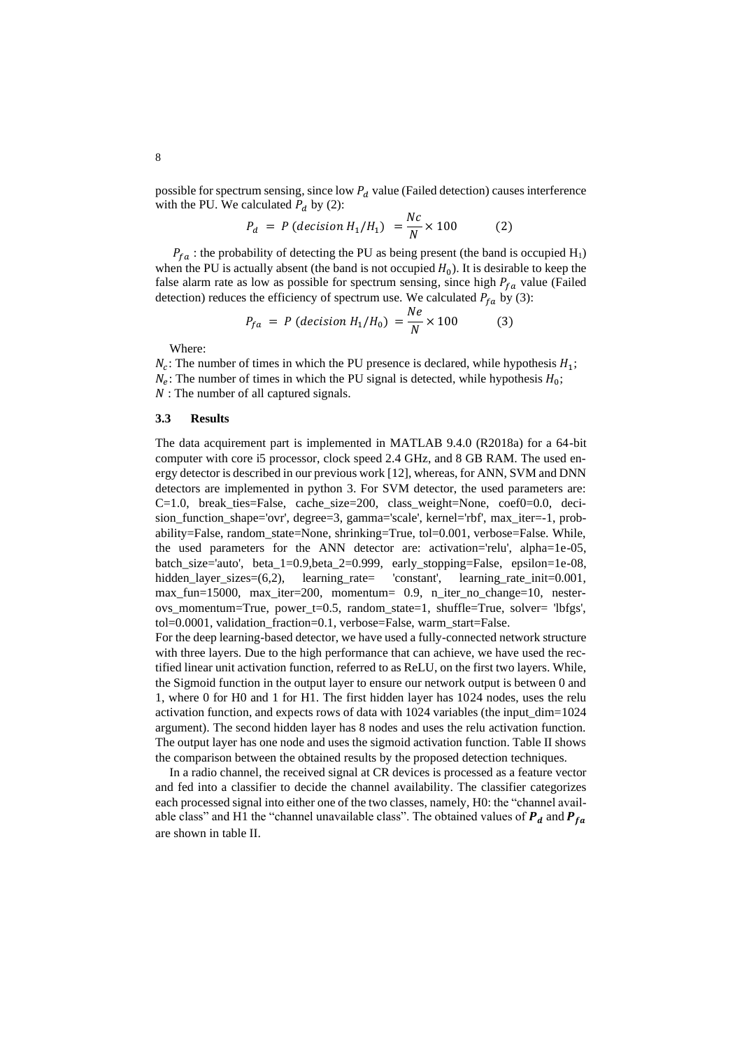possible for spectrum sensing, since low $P_d$ value (Failed detection) causes interference with the PU. We calculated $P_d$ by (2):

$$P_d = P\,(decision\ H_1/H_1) = \frac{Nc}{N} \times 100 \qquad (2)$$

$P_{fa}$ : the probability of detecting the PU as being present (the band is occupied $H_1$) when the PU is actually absent (the band is not occupied $H_0$). It is desirable to keep the false alarm rate as low as possible for spectrum sensing, since high $P_{fa}$ value (Failed detection) reduces the efficiency of spectrum use. We calculated $P_{fa}$ by (3):

$$P_{fa} = P\,(decision\ H_1/H_0) = \frac{Ne}{N} \times 100 \qquad (3)$$

Where:

$N_c$: The number of times in which the PU presence is declared, while hypothesis $H_1$;
$N_e$: The number of times in which the PU signal is detected, while hypothesis $H_0$;
$N$ : The number of all captured signals.

### 3.3 Results

The data acquirement part is implemented in MATLAB 9.4.0 (R2018a) for a 64-bit computer with core i5 processor, clock speed 2.4 GHz, and 8 GB RAM. The used energy detector is described in our previous work [12], whereas, for ANN, SVM and DNN detectors are implemented in python 3. For SVM detector, the used parameters are: C=1.0, break_ties=False, cache_size=200, class_weight=None, coef0=0.0, decision_function_shape='ovr', degree=3, gamma='scale', kernel='rbf', max_iter=-1, probability=False, random_state=None, shrinking=True, tol=0.001, verbose=False. While, the used parameters for the ANN detector are: activation='relu', alpha=1e-05, batch_size='auto', beta_1=0.9,beta_2=0.999, early_stopping=False, epsilon=1e-08, hidden_layer_sizes=(6,2), learning_rate= 'constant', learning_rate_init=0.001, max_fun=15000, max_iter=200, momentum= 0.9, n_iter_no_change=10, nesterovs_momentum=True, power_t=0.5, random_state=1, shuffle=True, solver= 'lbfgs', tol=0.0001, validation_fraction=0.1, verbose=False, warm_start=False.

For the deep learning-based detector, we have used a fully-connected network structure with three layers. Due to the high performance that can achieve, we have used the rectified linear unit activation function, referred to as ReLU, on the first two layers. While, the Sigmoid function in the output layer to ensure our network output is between 0 and 1, where 0 for H0 and 1 for H1. The first hidden layer has 1024 nodes, uses the relu activation function, and expects rows of data with 1024 variables (the input_dim=1024 argument). The second hidden layer has 8 nodes and uses the relu activation function. The output layer has one node and uses the sigmoid activation function. Table II shows the comparison between the obtained results by the proposed detection techniques.

In a radio channel, the received signal at CR devices is processed as a feature vector and fed into a classifier to decide the channel availability. The classifier categorizes each processed signal into either one of the two classes, namely, H0: the "channel available class" and H1 the "channel unavailable class". The obtained values of $\boldsymbol{P_d}$ and $\boldsymbol{P_{fa}}$ are shown in table II.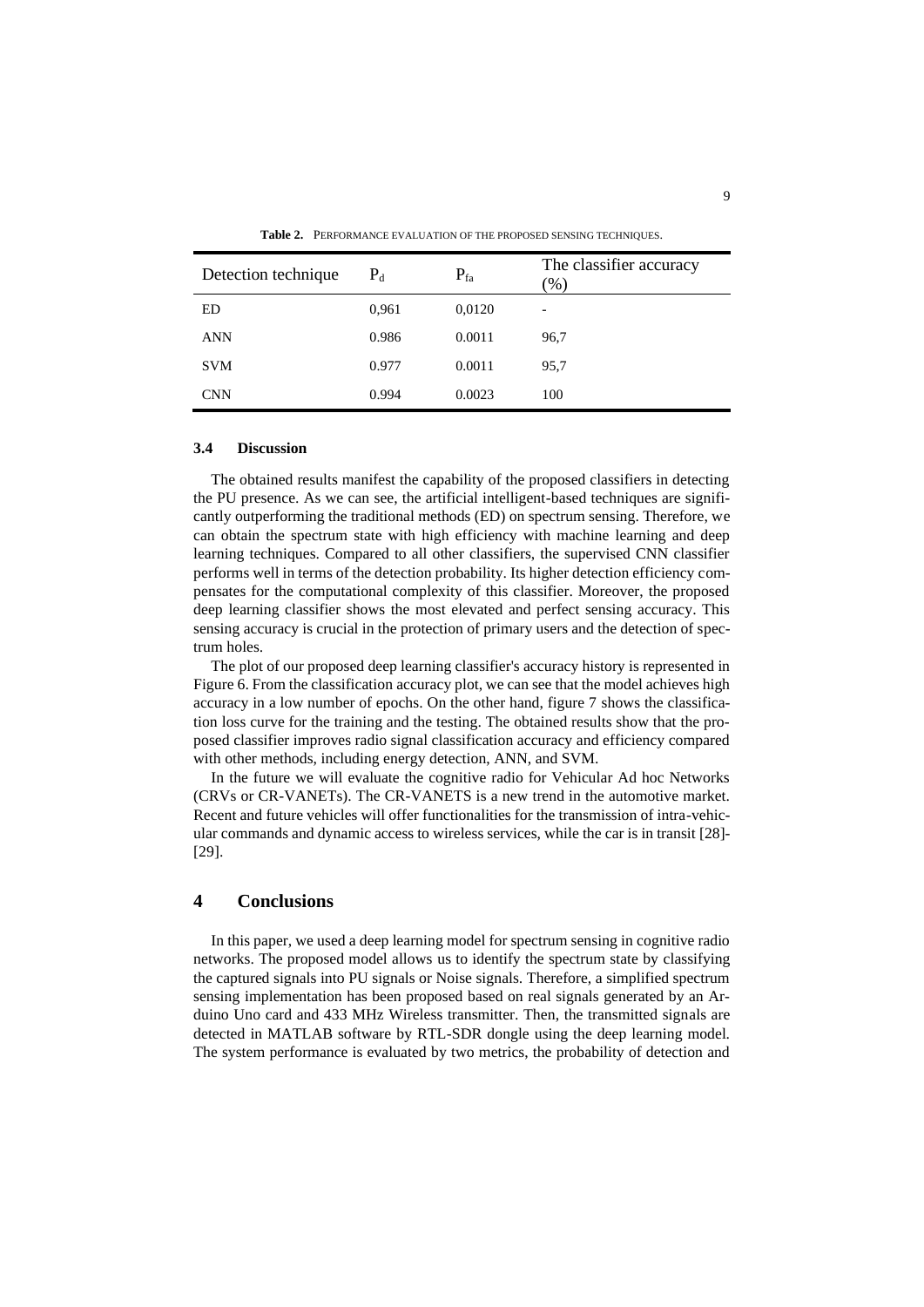**Table 2.** PERFORMANCE EVALUATION OF THE PROPOSED SENSING TECHNIQUES.

| Detection technique | $P_d$ | $P_{fa}$ | The classifier accuracy (%) |
|---|---|---|---|
| ED | 0,961 | 0,0120 | - |
| ANN | 0.986 | 0.0011 | 96,7 |
| SVM | 0.977 | 0.0011 | 95,7 |
| CNN | 0.994 | 0.0023 | 100 |

### 3.4 Discussion

The obtained results manifest the capability of the proposed classifiers in detecting the PU presence. As we can see, the artificial intelligent-based techniques are significantly outperforming the traditional methods (ED) on spectrum sensing. Therefore, we can obtain the spectrum state with high efficiency with machine learning and deep learning techniques. Compared to all other classifiers, the supervised CNN classifier performs well in terms of the detection probability. Its higher detection efficiency compensates for the computational complexity of this classifier. Moreover, the proposed deep learning classifier shows the most elevated and perfect sensing accuracy. This sensing accuracy is crucial in the protection of primary users and the detection of spectrum holes.

The plot of our proposed deep learning classifier's accuracy history is represented in Figure 6. From the classification accuracy plot, we can see that the model achieves high accuracy in a low number of epochs. On the other hand, figure 7 shows the classification loss curve for the training and the testing. The obtained results show that the proposed classifier improves radio signal classification accuracy and efficiency compared with other methods, including energy detection, ANN, and SVM.

In the future we will evaluate the cognitive radio for Vehicular Ad hoc Networks (CRVs or CR-VANETs). The CR-VANETS is a new trend in the automotive market. Recent and future vehicles will offer functionalities for the transmission of intra-vehicular commands and dynamic access to wireless services, while the car is in transit [28]-[29].

## 4 Conclusions

In this paper, we used a deep learning model for spectrum sensing in cognitive radio networks. The proposed model allows us to identify the spectrum state by classifying the captured signals into PU signals or Noise signals. Therefore, a simplified spectrum sensing implementation has been proposed based on real signals generated by an Arduino Uno card and 433 MHz Wireless transmitter. Then, the transmitted signals are detected in MATLAB software by RTL-SDR dongle using the deep learning model. The system performance is evaluated by two metrics, the probability of detection and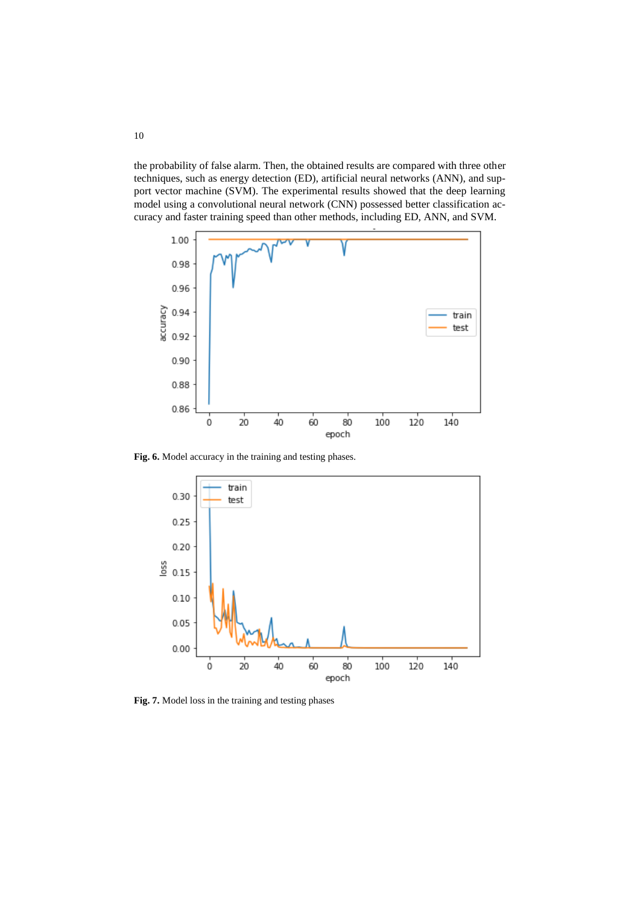the probability of false alarm. Then, the obtained results are compared with three other techniques, such as energy detection (ED), artificial neural networks (ANN), and support vector machine (SVM). The experimental results showed that the deep learning model using a convolutional neural network (CNN) possessed better classification accuracy and faster training speed than other methods, including ED, ANN, and SVM.

**Fig. 6.** Model accuracy in the training and testing phases.

**Fig. 7.** Model loss in the training and testing phases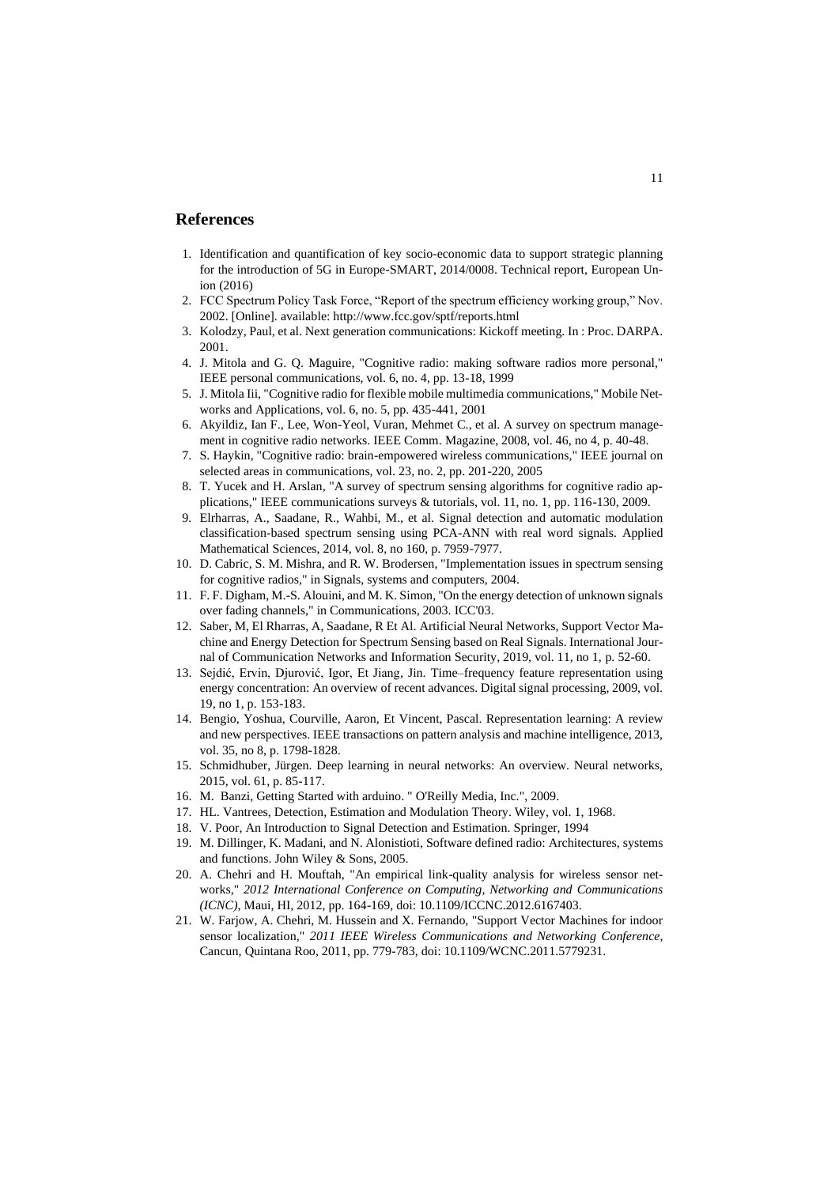## References

1. Identification and quantification of key socio-economic data to support strategic planning for the introduction of 5G in Europe-SMART, 2014/0008. Technical report, European Union (2016)
2. FCC Spectrum Policy Task Force, "Report of the spectrum efficiency working group," Nov. 2002. [Online]. available: http://www.fcc.gov/sptf/reports.html
3. Kolodzy, Paul, et al. Next generation communications: Kickoff meeting. In : Proc. DARPA. 2001.
4. J. Mitola and G. Q. Maguire, "Cognitive radio: making software radios more personal," IEEE personal communications, vol. 6, no. 4, pp. 13-18, 1999
5. J. Mitola Iii, "Cognitive radio for flexible mobile multimedia communications," Mobile Networks and Applications, vol. 6, no. 5, pp. 435-441, 2001
6. Akyildiz, Ian F., Lee, Won-Yeol, Vuran, Mehmet C., et al. A survey on spectrum management in cognitive radio networks. IEEE Comm. Magazine, 2008, vol. 46, no 4, p. 40-48.
7. S. Haykin, "Cognitive radio: brain-empowered wireless communications," IEEE journal on selected areas in communications, vol. 23, no. 2, pp. 201-220, 2005
8. T. Yucek and H. Arslan, "A survey of spectrum sensing algorithms for cognitive radio applications," IEEE communications surveys & tutorials, vol. 11, no. 1, pp. 116-130, 2009.
9. Elrharras, A., Saadane, R., Wahbi, M., et al. Signal detection and automatic modulation classification-based spectrum sensing using PCA-ANN with real word signals. Applied Mathematical Sciences, 2014, vol. 8, no 160, p. 7959-7977.
10. D. Cabric, S. M. Mishra, and R. W. Brodersen, "Implementation issues in spectrum sensing for cognitive radios," in Signals, systems and computers, 2004.
11. F. F. Digham, M.-S. Alouini, and M. K. Simon, "On the energy detection of unknown signals over fading channels," in Communications, 2003. ICC'03.
12. Saber, M, El Rharras, A, Saadane, R Et Al. Artificial Neural Networks, Support Vector Machine and Energy Detection for Spectrum Sensing based on Real Signals. International Journal of Communication Networks and Information Security, 2019, vol. 11, no 1, p. 52-60.
13. Sejdić, Ervin, Djurović, Igor, Et Jiang, Jin. Time–frequency feature representation using energy concentration: An overview of recent advances. Digital signal processing, 2009, vol. 19, no 1, p. 153-183.
14. Bengio, Yoshua, Courville, Aaron, Et Vincent, Pascal. Representation learning: A review and new perspectives. IEEE transactions on pattern analysis and machine intelligence, 2013, vol. 35, no 8, p. 1798-1828.
15. Schmidhuber, Jürgen. Deep learning in neural networks: An overview. Neural networks, 2015, vol. 61, p. 85-117.
16. M. Banzi, Getting Started with arduino. " O'Reilly Media, Inc.", 2009.
17. HL. Vantrees, Detection, Estimation and Modulation Theory. Wiley, vol. 1, 1968.
18. V. Poor, An Introduction to Signal Detection and Estimation. Springer, 1994
19. M. Dillinger, K. Madani, and N. Alonistioti, Software defined radio: Architectures, systems and functions. John Wiley & Sons, 2005.
20. A. Chehri and H. Mouftah, "An empirical link-quality analysis for wireless sensor networks," *2012 International Conference on Computing, Networking and Communications (ICNC)*, Maui, HI, 2012, pp. 164-169, doi: 10.1109/ICCNC.2012.6167403.
21. W. Farjow, A. Chehri, M. Hussein and X. Fernando, "Support Vector Machines for indoor sensor localization," *2011 IEEE Wireless Communications and Networking Conference*, Cancun, Quintana Roo, 2011, pp. 779-783, doi: 10.1109/WCNC.2011.5779231.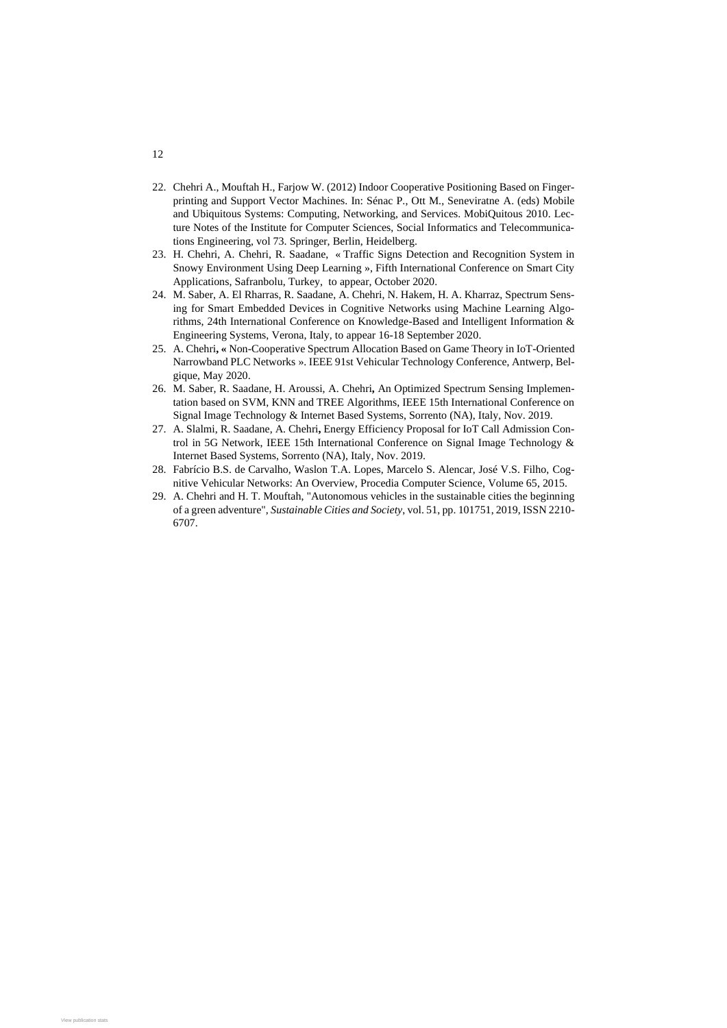22. Chehri A., Mouftah H., Farjow W. (2012) Indoor Cooperative Positioning Based on Fingerprinting and Support Vector Machines. In: Sénac P., Ott M., Seneviratne A. (eds) Mobile and Ubiquitous Systems: Computing, Networking, and Services. MobiQuitous 2010. Lecture Notes of the Institute for Computer Sciences, Social Informatics and Telecommunications Engineering, vol 73. Springer, Berlin, Heidelberg.
23. H. Chehri, A. Chehri, R. Saadane, « Traffic Signs Detection and Recognition System in Snowy Environment Using Deep Learning », Fifth International Conference on Smart City Applications, Safranbolu, Turkey, to appear, October 2020.
24. M. Saber, A. El Rharras, R. Saadane, A. Chehri, N. Hakem, H. A. Kharraz, Spectrum Sensing for Smart Embedded Devices in Cognitive Networks using Machine Learning Algorithms, 24th International Conference on Knowledge-Based and Intelligent Information & Engineering Systems, Verona, Italy, to appear 16-18 September 2020.
25. A. Chehri**, «** Non-Cooperative Spectrum Allocation Based on Game Theory in IoT-Oriented Narrowband PLC Networks ». IEEE 91st Vehicular Technology Conference, Antwerp, Belgique, May 2020.
26. M. Saber, R. Saadane, H. Aroussi, A. Chehri**,** An Optimized Spectrum Sensing Implementation based on SVM, KNN and TREE Algorithms, IEEE 15th International Conference on Signal Image Technology & Internet Based Systems, Sorrento (NA), Italy, Nov. 2019.
27. A. Slalmi, R. Saadane, A. Chehri**,** Energy Efficiency Proposal for IoT Call Admission Control in 5G Network, IEEE 15th International Conference on Signal Image Technology & Internet Based Systems, Sorrento (NA), Italy, Nov. 2019.
28. Fabrício B.S. de Carvalho, Waslon T.A. Lopes, Marcelo S. Alencar, José V.S. Filho, Cognitive Vehicular Networks: An Overview, Procedia Computer Science, Volume 65, 2015.
29. A. Chehri and H. T. Mouftah, "Autonomous vehicles in the sustainable cities the beginning of a green adventure", *Sustainable Cities and Society*, vol. 51, pp. 101751, 2019, ISSN 2210-6707.